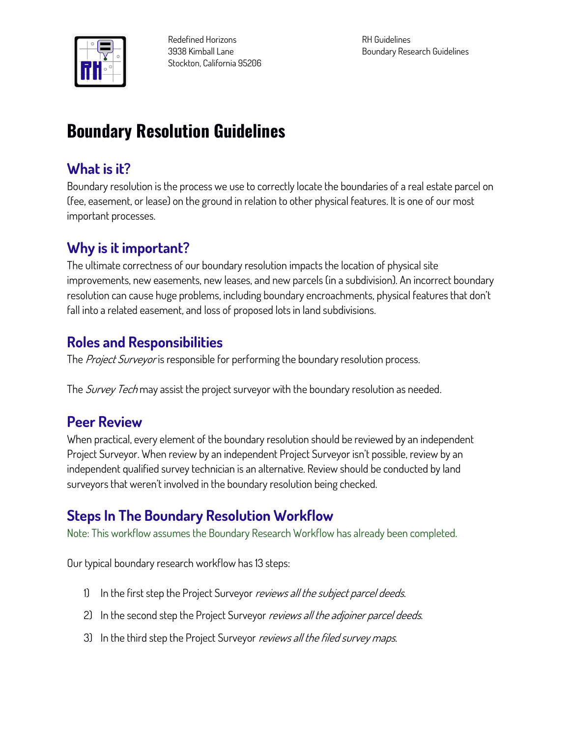Redefined Horizons
3938 Kimball Lane
Stockton, California 95206

RH Guidelines
Boundary Research Guidelines

# Boundary Resolution Guidelines

## What is it?

Boundary resolution is the process we use to correctly locate the boundaries of a real estate parcel on (fee, easement, or lease) on the ground in relation to other physical features. It is one of our most important processes.

## Why is it important?

The ultimate correctness of our boundary resolution impacts the location of physical site improvements, new easements, new leases, and new parcels (in a subdivision). An incorrect boundary resolution can cause huge problems, including boundary encroachments, physical features that don't fall into a related easement, and loss of proposed lots in land subdivisions.

## Roles and Responsibilities

The *Project Surveyor* is responsible for performing the boundary resolution process.

The *Survey Tech* may assist the project surveyor with the boundary resolution as needed.

## Peer Review

When practical, every element of the boundary resolution should be reviewed by an independent Project Surveyor. When review by an independent Project Surveyor isn't possible, review by an independent qualified survey technician is an alternative. Review should be conducted by land surveyors that weren't involved in the boundary resolution being checked.

## Steps In The Boundary Resolution Workflow

Note: This workflow assumes the Boundary Research Workflow has already been completed.

Our typical boundary research workflow has 13 steps:

1) In the first step the Project Surveyor *reviews all the subject parcel deeds*.
2) In the second step the Project Surveyor *reviews all the adjoiner parcel deeds*.
3) In the third step the Project Surveyor *reviews all the filed survey maps*.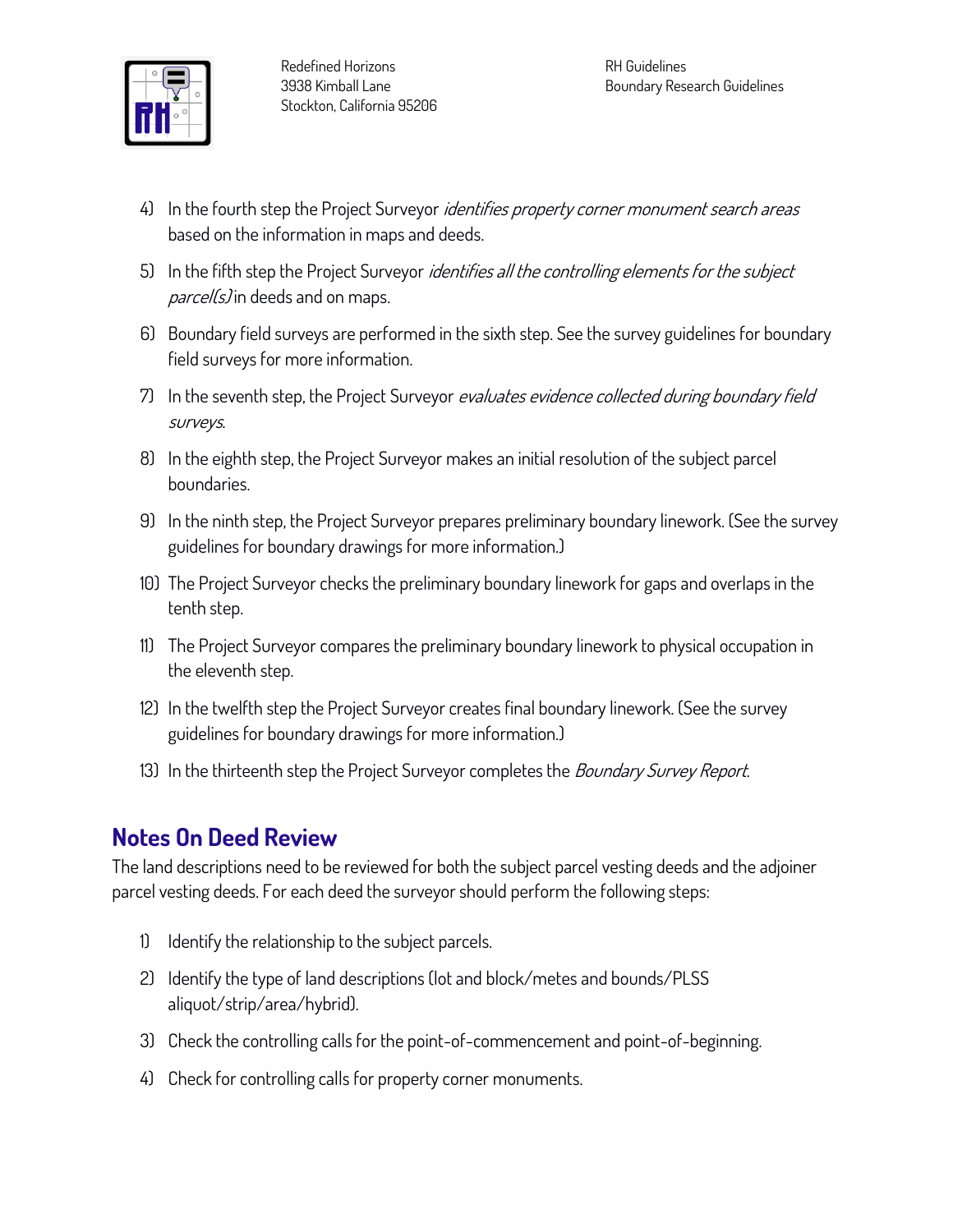4) In the fourth step the Project Surveyor *identifies property corner monument search areas* based on the information in maps and deeds.
5) In the fifth step the Project Surveyor *identifies all the controlling elements for the subject parcel(s)* in deeds and on maps.
6) Boundary field surveys are performed in the sixth step. See the survey guidelines for boundary field surveys for more information.
7) In the seventh step, the Project Surveyor *evaluates evidence collected during boundary field surveys*.
8) In the eighth step, the Project Surveyor makes an initial resolution of the subject parcel boundaries.
9) In the ninth step, the Project Surveyor prepares preliminary boundary linework. (See the survey guidelines for boundary drawings for more information.)
10) The Project Surveyor checks the preliminary boundary linework for gaps and overlaps in the tenth step.
11) The Project Surveyor compares the preliminary boundary linework to physical occupation in the eleventh step.
12) In the twelfth step the Project Surveyor creates final boundary linework. (See the survey guidelines for boundary drawings for more information.)
13) In the thirteenth step the Project Surveyor completes the *Boundary Survey Report*.

## Notes On Deed Review

The land descriptions need to be reviewed for both the subject parcel vesting deeds and the adjoiner parcel vesting deeds. For each deed the surveyor should perform the following steps:

1) Identify the relationship to the subject parcels.
2) Identify the type of land descriptions (lot and block/metes and bounds/PLSS aliquot/strip/area/hybrid).
3) Check the controlling calls for the point-of-commencement and point-of-beginning.
4) Check for controlling calls for property corner monuments.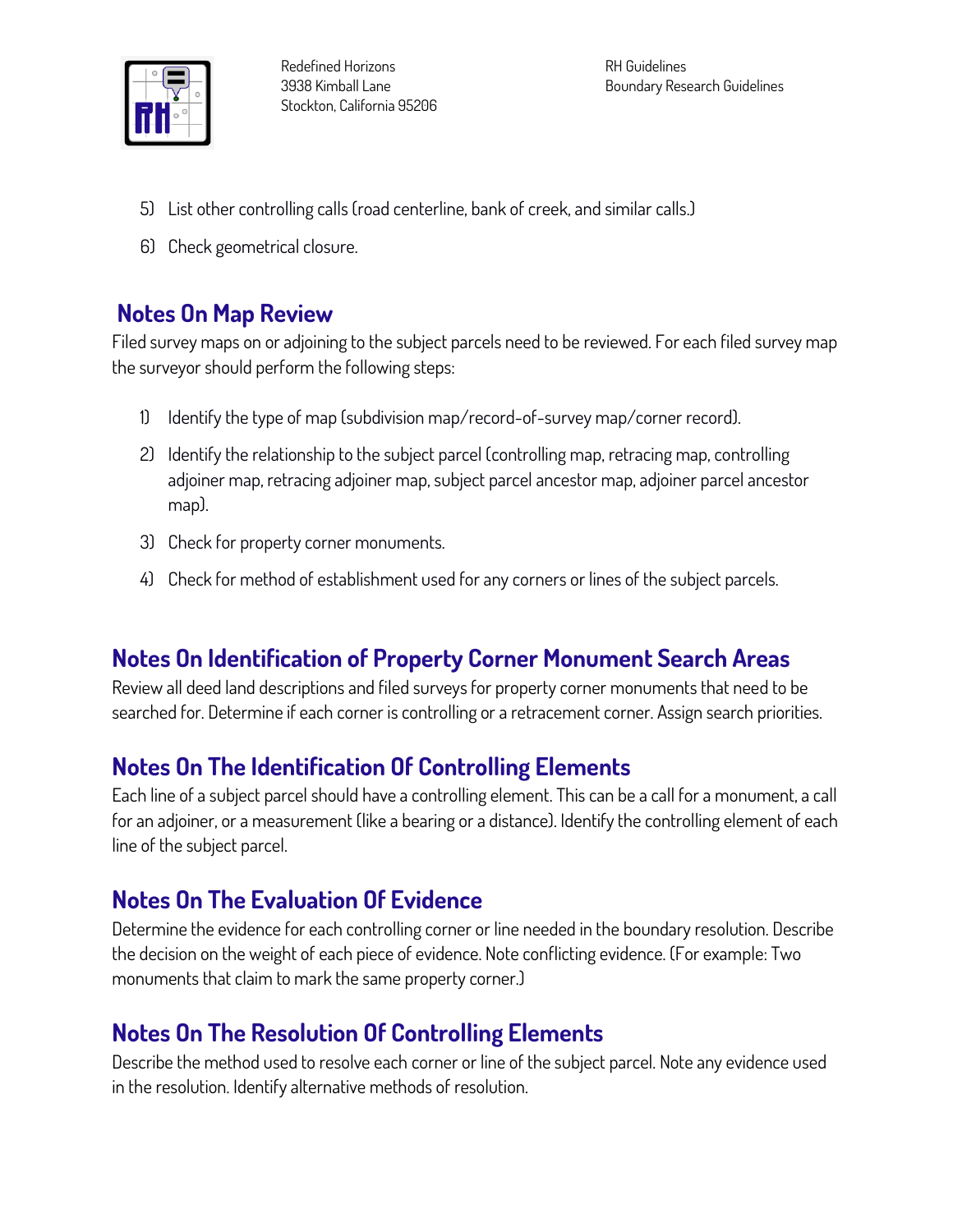5) List other controlling calls (road centerline, bank of creek, and similar calls.)

6) Check geometrical closure.

## Notes On Map Review

Filed survey maps on or adjoining to the subject parcels need to be reviewed. For each filed survey map the surveyor should perform the following steps:

1) Identify the type of map (subdivision map/record-of-survey map/corner record).

2) Identify the relationship to the subject parcel (controlling map, retracing map, controlling adjoiner map, retracing adjoiner map, subject parcel ancestor map, adjoiner parcel ancestor map).

3) Check for property corner monuments.

4) Check for method of establishment used for any corners or lines of the subject parcels.

## Notes On Identification of Property Corner Monument Search Areas

Review all deed land descriptions and filed surveys for property corner monuments that need to be searched for. Determine if each corner is controlling or a retracement corner. Assign search priorities.

## Notes On The Identification Of Controlling Elements

Each line of a subject parcel should have a controlling element. This can be a call for a monument, a call for an adjoiner, or a measurement (like a bearing or a distance). Identify the controlling element of each line of the subject parcel.

## Notes On The Evaluation Of Evidence

Determine the evidence for each controlling corner or line needed in the boundary resolution. Describe the decision on the weight of each piece of evidence. Note conflicting evidence. (For example: Two monuments that claim to mark the same property corner.)

## Notes On The Resolution Of Controlling Elements

Describe the method used to resolve each corner or line of the subject parcel. Note any evidence used in the resolution. Identify alternative methods of resolution.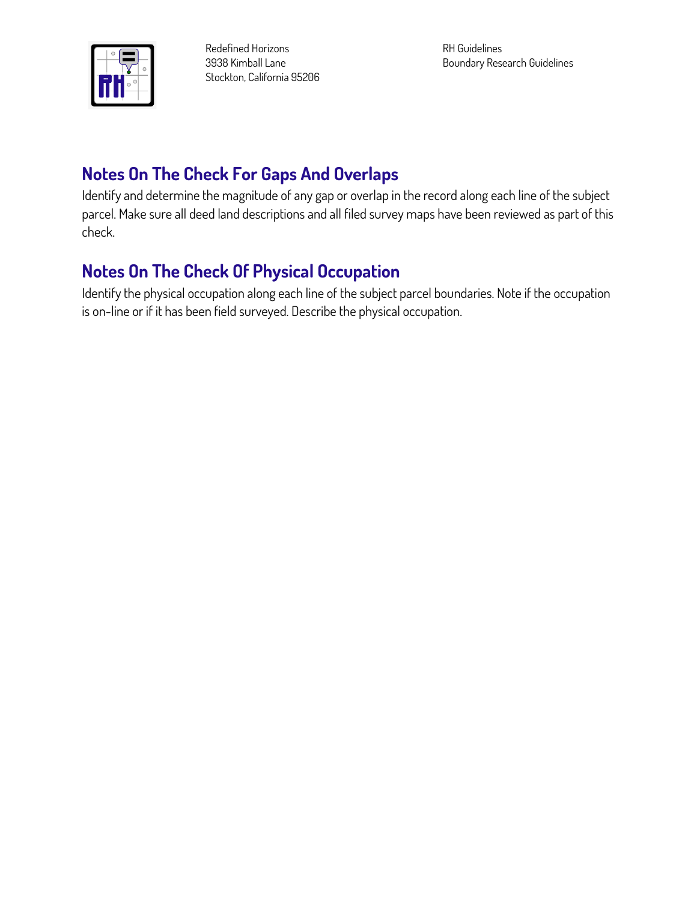## Notes On The Check For Gaps And Overlaps

Identify and determine the magnitude of any gap or overlap in the record along each line of the subject parcel. Make sure all deed land descriptions and all filed survey maps have been reviewed as part of this check.

## Notes On The Check Of Physical Occupation

Identify the physical occupation along each line of the subject parcel boundaries. Note if the occupation is on-line or if it has been field surveyed. Describe the physical occupation.